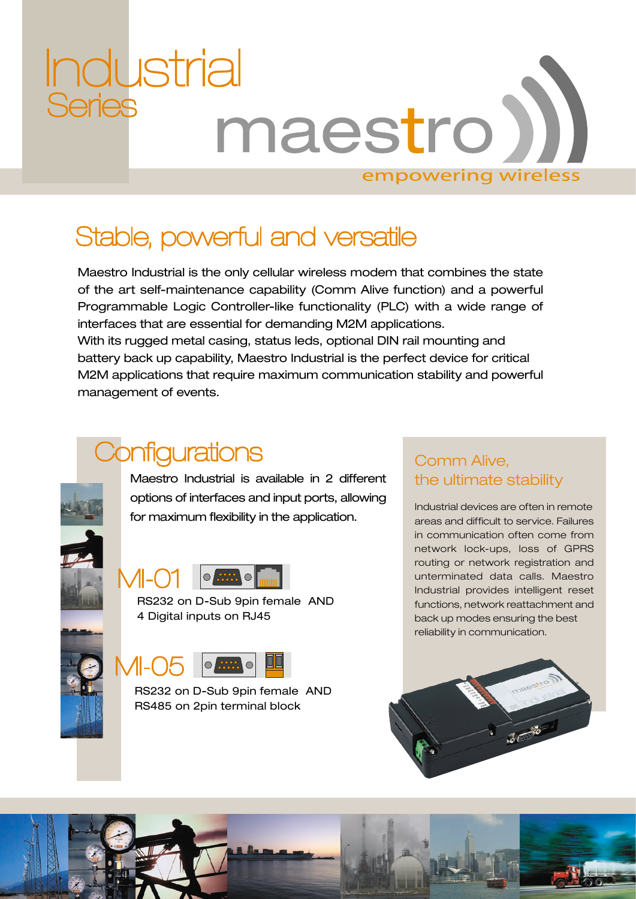# Industrial Series

# maestro

empowering wireless

## Stable, powerful and versatile

Maestro Industrial is the only cellular wireless modem that combines the state of the art self-maintenance capability (Comm Alive function) and a powerful Programmable Logic Controller-like functionality (PLC) with a wide range of interfaces that are essential for demanding M2M applications.
With its rugged metal casing, status leds, optional DIN rail mounting and battery back up capability, Maestro Industrial is the perfect device for critical M2M applications that require maximum communication stability and powerful management of events.

## Configurations

Maestro Industrial is available in 2 different options of interfaces and input ports, allowing for maximum flexibility in the application.

### MI-01

RS232 on D-Sub 9pin female AND
4 Digital inputs on RJ45

### MI-05

RS232 on D-Sub 9pin female AND
RS485 on 2pin terminal block

## Comm Alive, the ultimate stability

Industrial devices are often in remote areas and difficult to service. Failures in communication often come from network lock-ups, loss of GPRS routing or network registration and unterminated data calls. Maestro Industrial provides intelligent reset functions, network reattachment and back up modes ensuring the best reliability in communication.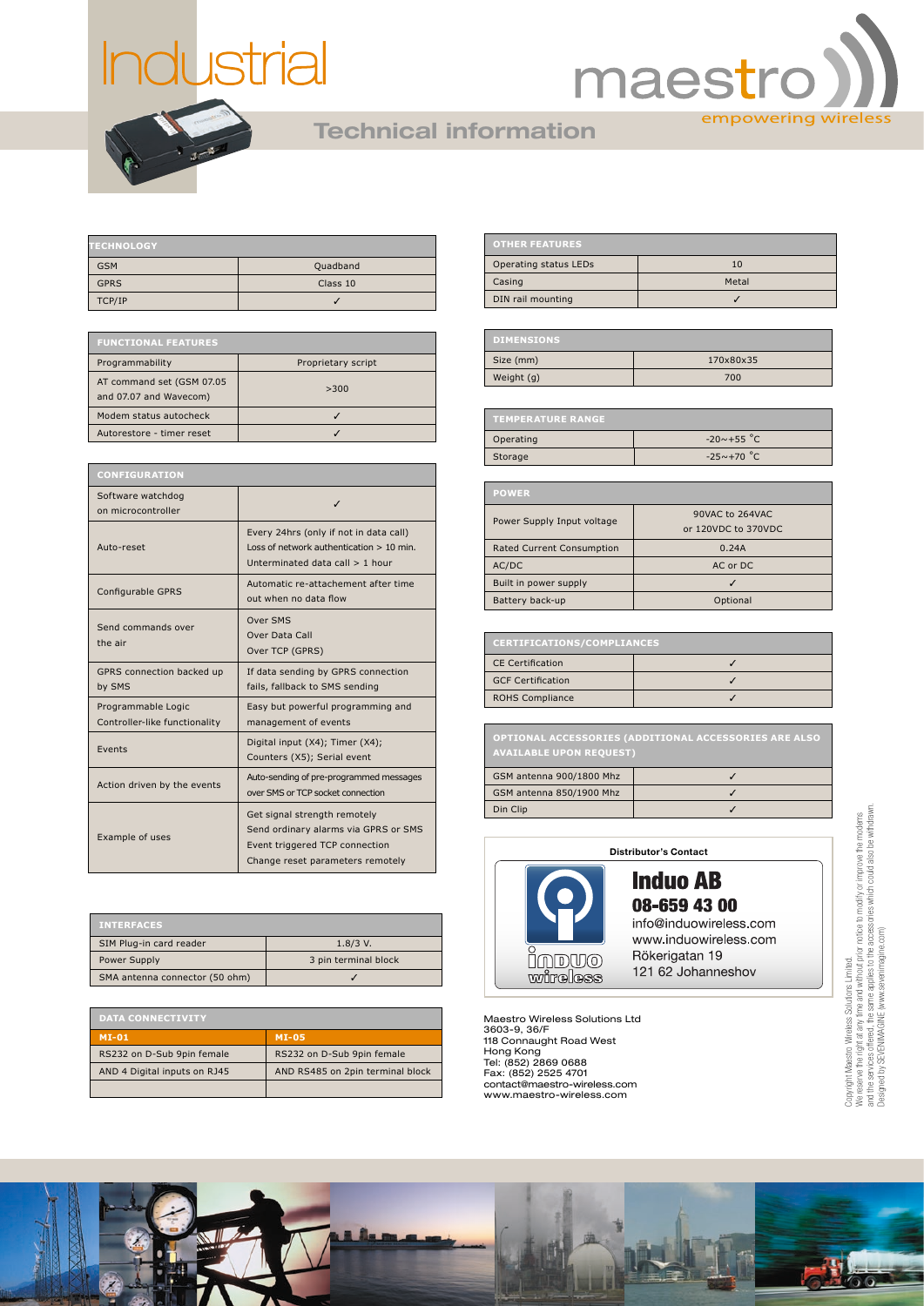# Industrial

maestro
empowering wireless

## Technical information

| TECHNOLOGY | |
|---|---|
| GSM | Quadband |
| GPRS | Class 10 |
| TCP/IP | ✓ |

| FUNCTIONAL FEATURES | |
|---|---|
| Programmability | Proprietary script |
| AT command set (GSM 07.05 and 07.07 and Wavecom) | >300 |
| Modem status autocheck | ✓ |
| Autorestore - timer reset | ✓ |

| CONFIGURATION | |
|---|---|
| Software watchdog on microcontroller | ✓ |
| Auto-reset | Every 24hrs (only if not in data call)<br>Loss of network authentication > 10 min.<br>Unterminated data call > 1 hour |
| Configurable GPRS | Automatic re-attachement after time out when no data flow |
| Send commands over the air | Over SMS<br>Over Data Call<br>Over TCP (GPRS) |
| GPRS connection backed up by SMS | If data sending by GPRS connection fails, fallback to SMS sending |
| Programmable Logic Controller-like functionality | Easy but powerful programming and management of events |
| Events | Digital input (X4); Timer (X4); Counters (X5); Serial event |
| Action driven by the events | Auto-sending of pre-programmed messages over SMS or TCP socket connection |
| Example of uses | Get signal strength remotely<br>Send ordinary alarms via GPRS or SMS<br>Event triggered TCP connection<br>Change reset parameters remotely |

| INTERFACES | |
|---|---|
| SIM Plug-in card reader | 1.8/3 V. |
| Power Supply | 3 pin terminal block |
| SMA antenna connector (50 ohm) | ✓ |

| DATA CONNECTIVITY | |
|---|---|
| MI-01 | MI-05 |
| RS232 on D-Sub 9pin female | RS232 on D-Sub 9pin female |
| AND 4 Digital inputs on RJ45 | AND RS485 on 2pin terminal block |
| | |

| OTHER FEATURES | |
|---|---|
| Operating status LEDs | 10 |
| Casing | Metal |
| DIN rail mounting | ✓ |

| DIMENSIONS | |
|---|---|
| Size (mm) | 170x80x35 |
| Weight (g) | 700 |

| TEMPERATURE RANGE | |
|---|---|
| Operating | -20~+55 °C |
| Storage | -25~+70 °C |

| POWER | |
|---|---|
| Power Supply Input voltage | 90VAC to 264VAC or 120VDC to 370VDC |
| Rated Current Consumption | 0.24A |
| AC/DC | AC or DC |
| Built in power supply | ✓ |
| Battery back-up | Optional |

| CERTIFICATIONS/COMPLIANCES | |
|---|---|
| CE Certification | ✓ |
| GCF Certification | ✓ |
| ROHS Compliance | ✓ |

| OPTIONAL ACCESSORIES (ADDITIONAL ACCESSORIES ARE ALSO AVAILABLE UPON REQUEST) | |
|---|---|
| GSM antenna 900/1800 Mhz | ✓ |
| GSM antenna 850/1900 Mhz | ✓ |
| Din Clip | ✓ |

**Distributor's Contact**

induo wireless

**Induo AB**
**08-659 43 00**
info@induowireless.com
www.induowireless.com
Rökerigatan 19
121 62 Johanneshov

Maestro Wireless Solutions Ltd
3603-9, 36/F
118 Connaught Road West
Hong Kong
Tel: (852) 2869 0688
Fax: (852) 2525 4701
contact@maestro-wireless.com
www.maestro-wireless.com

Copyright Maestro Wireless Solutions Limited.
We reserve the right at any time and without prior notice to modify or improve the modems and the services offered, the same applies to the accessories which could also be withdrawn.
Designed by SEVENIMAGINE (www.sevenimagine.com)